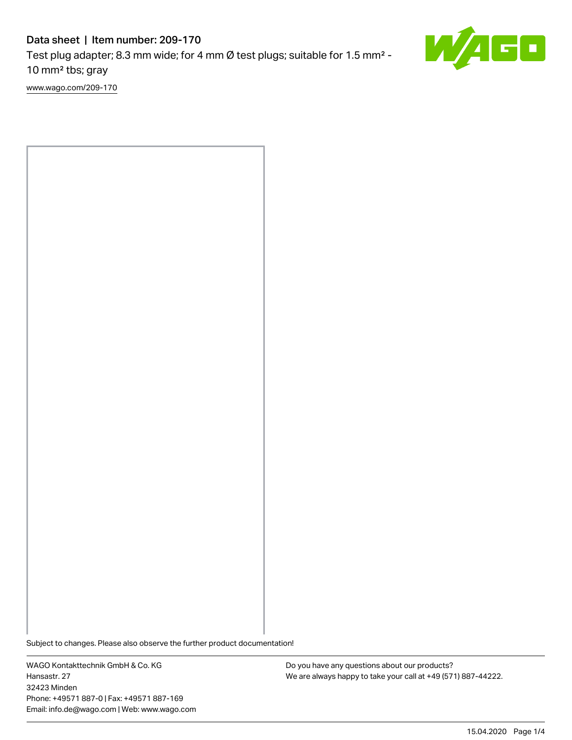# Data sheet | Item number: 209-170

Test plug adapter; 8.3 mm wide; for 4 mm Ø test plugs; suitable for 1.5 mm² - 10 mm² tbs; gray

www.wago.com/209-170

Subject to changes. Please also observe the further product documentation!

WAGO Kontakttechnik GmbH & Co. KG
Hansastr. 27
32423 Minden
Phone: +49571 887-0 | Fax: +49571 887-169
Email: info.de@wago.com | Web: www.wago.com

Do you have any questions about our products?
We are always happy to take your call at +49 (571) 887-44222.

15.04.2020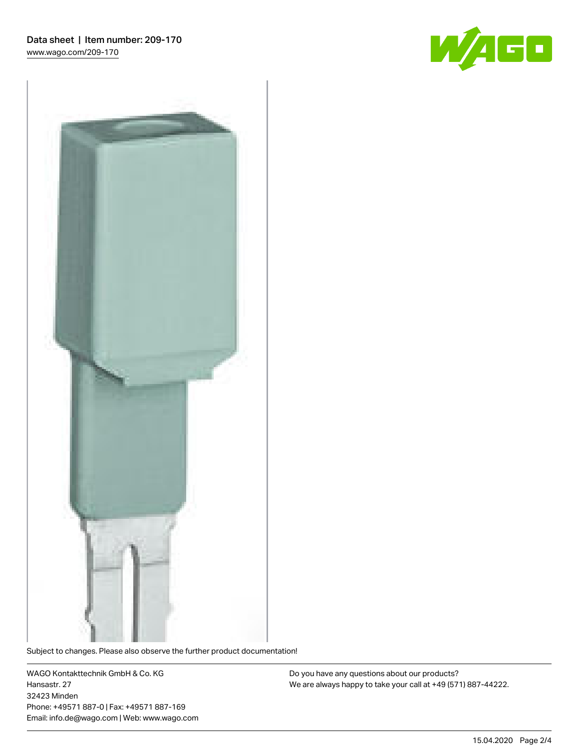Subject to changes. Please also observe the further product documentation!

WAGO Kontakttechnik GmbH & Co. KG
Hansastr. 27
32423 Minden
Phone: +49571 887-0 | Fax: +49571 887-169
Email: info.de@wago.com | Web: www.wago.com

Do you have any questions about our products?
We are always happy to take your call at +49 (571) 887-44222.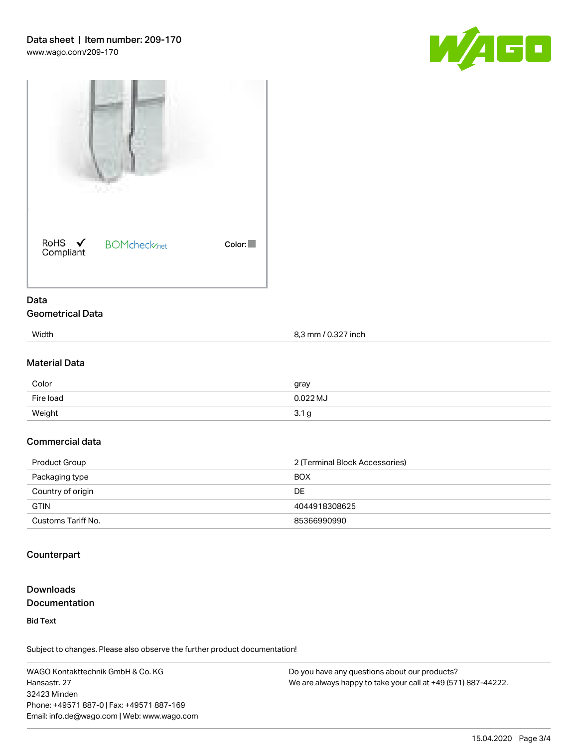RoHS ✓ Compliant BOMcheck.net Color:

## Data

### Geometrical Data

| | |
|---|---|
| Width | 8,3 mm / 0.327 inch |

### Material Data

| | |
|---|---|
| Color | gray |
| Fire load | 0.022 MJ |
| Weight | 3.1 g |

### Commercial data

| | |
|---|---|
| Product Group | 2 (Terminal Block Accessories) |
| Packaging type | BOX |
| Country of origin | DE |
| GTIN | 4044918308625 |
| Customs Tariff No. | 85366990990 |

### Counterpart

## Downloads

### Documentation

**Bid Text**

Subject to changes. Please also observe the further product documentation!

WAGO Kontakttechnik GmbH & Co. KG
Hansastr. 27
32423 Minden
Phone: +49571 887-0 | Fax: +49571 887-169
Email: info.de@wago.com | Web: www.wago.com

Do you have any questions about our products?
We are always happy to take your call at +49 (571) 887-44222.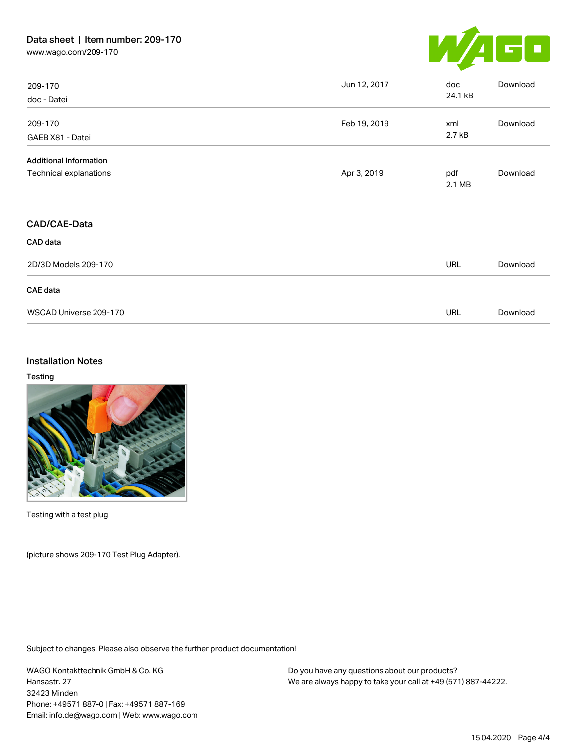| | | | |
|---|---|---|---|
| 209-170<br>doc - Datei | Jun 12, 2017 | doc<br>24.1 kB | Download |
| 209-170<br>GAEB X81 - Datei | Feb 19, 2019 | xml<br>2.7 kB | Download |

**Additional Information**

| | | | |
|---|---|---|---|
| Technical explanations | Apr 3, 2019 | pdf<br>2.1 MB | Download |

## CAD/CAE-Data

### CAD data

| | | |
|---|---|---|
| 2D/3D Models 209-170 | URL | Download |

### CAE data

| | | |
|---|---|---|
| WSCAD Universe 209-170 | URL | Download |

## Installation Notes

### Testing

Testing with a test plug

(picture shows 209-170 Test Plug Adapter).

Subject to changes. Please also observe the further product documentation!

WAGO Kontakttechnik GmbH & Co. KG
Hansastr. 27
32423 Minden
Phone: +49571 887-0 | Fax: +49571 887-169
Email: info.de@wago.com | Web: www.wago.com

Do you have any questions about our products?
We are always happy to take your call at +49 (571) 887-44222.